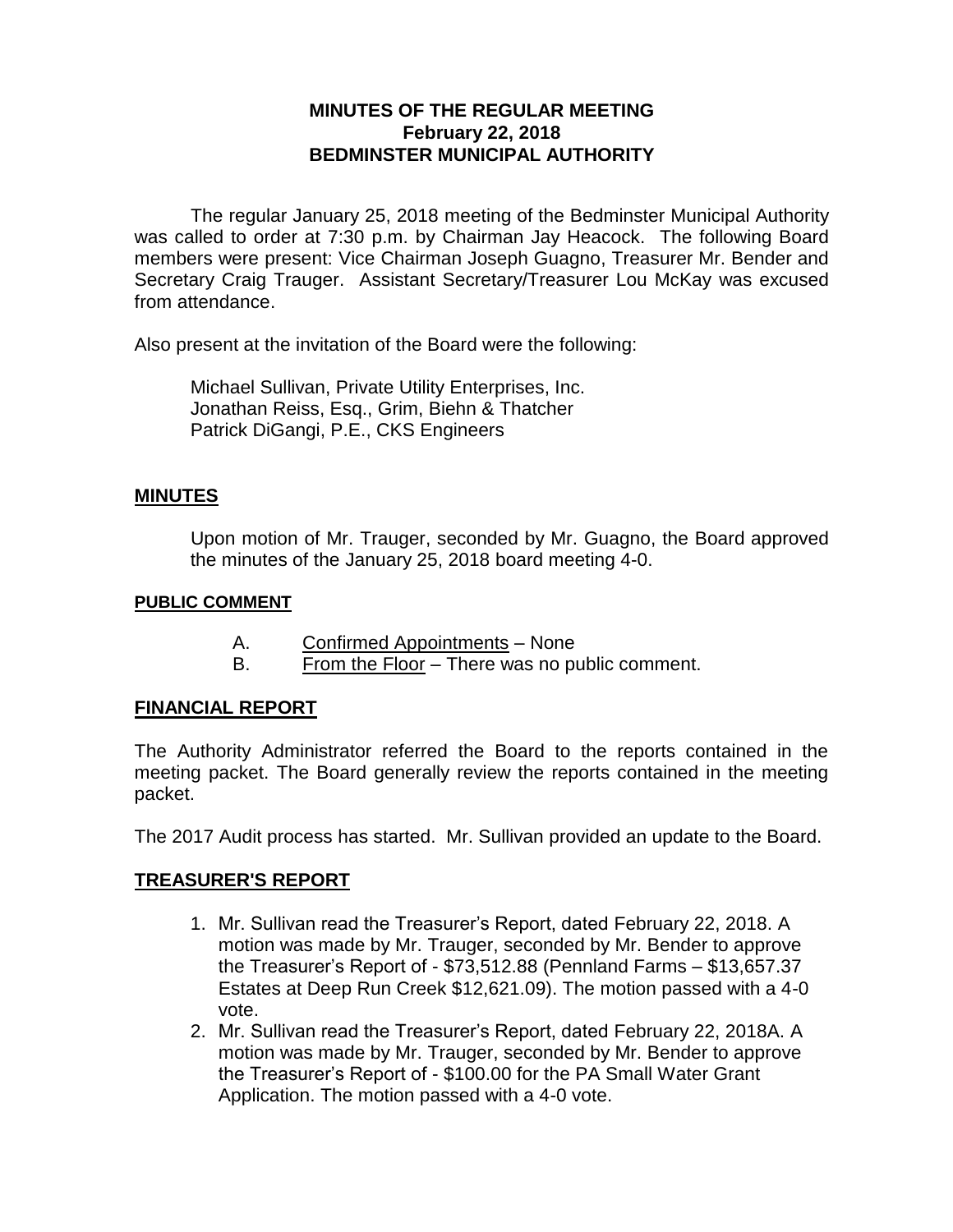# MINUTES OF THE REGULAR MEETING
# February 22, 2018
# BEDMINSTER MUNICIPAL AUTHORITY

The regular January 25, 2018 meeting of the Bedminster Municipal Authority was called to order at 7:30 p.m. by Chairman Jay Heacock. The following Board members were present: Vice Chairman Joseph Guagno, Treasurer Mr. Bender and Secretary Craig Trauger. Assistant Secretary/Treasurer Lou McKay was excused from attendance.

Also present at the invitation of the Board were the following:

Michael Sullivan, Private Utility Enterprises, Inc.
Jonathan Reiss, Esq., Grim, Biehn & Thatcher
Patrick DiGangi, P.E., CKS Engineers

## MINUTES

Upon motion of Mr. Trauger, seconded by Mr. Guagno, the Board approved the minutes of the January 25, 2018 board meeting 4-0.

### PUBLIC COMMENT

A. Confirmed Appointments – None
B. From the Floor – There was no public comment.

## FINANCIAL REPORT

The Authority Administrator referred the Board to the reports contained in the meeting packet. The Board generally review the reports contained in the meeting packet.

The 2017 Audit process has started. Mr. Sullivan provided an update to the Board.

## TREASURER'S REPORT

1. Mr. Sullivan read the Treasurer's Report, dated February 22, 2018. A motion was made by Mr. Trauger, seconded by Mr. Bender to approve the Treasurer's Report of - $73,512.88 (Pennland Farms – $13,657.37 Estates at Deep Run Creek $12,621.09). The motion passed with a 4-0 vote.
2. Mr. Sullivan read the Treasurer's Report, dated February 22, 2018A. A motion was made by Mr. Trauger, seconded by Mr. Bender to approve the Treasurer's Report of - $100.00 for the PA Small Water Grant Application. The motion passed with a 4-0 vote.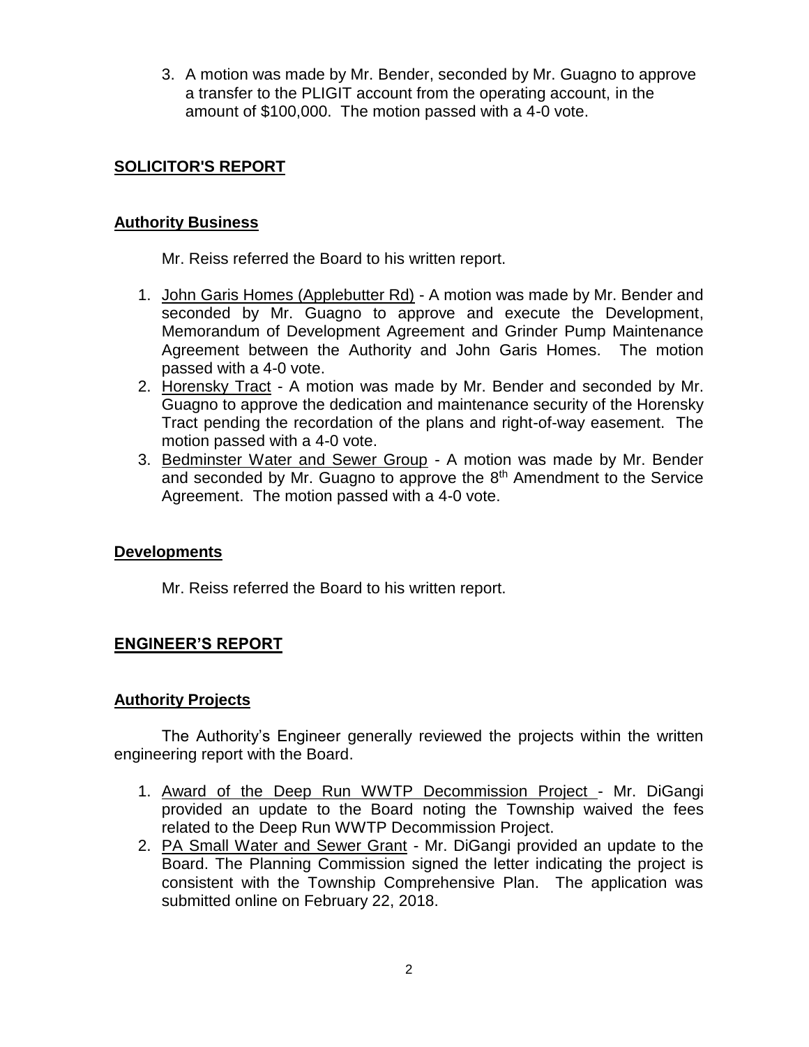3. A motion was made by Mr. Bender, seconded by Mr. Guagno to approve a transfer to the PLIGIT account from the operating account, in the amount of $100,000. The motion passed with a 4-0 vote.

## SOLICITOR'S REPORT

### Authority Business

Mr. Reiss referred the Board to his written report.

1. John Garis Homes (Applebutter Rd) - A motion was made by Mr. Bender and seconded by Mr. Guagno to approve and execute the Development, Memorandum of Development Agreement and Grinder Pump Maintenance Agreement between the Authority and John Garis Homes. The motion passed with a 4-0 vote.
2. Horensky Tract - A motion was made by Mr. Bender and seconded by Mr. Guagno to approve the dedication and maintenance security of the Horensky Tract pending the recordation of the plans and right-of-way easement. The motion passed with a 4-0 vote.
3. Bedminster Water and Sewer Group - A motion was made by Mr. Bender and seconded by Mr. Guagno to approve the 8th Amendment to the Service Agreement. The motion passed with a 4-0 vote.

### Developments

Mr. Reiss referred the Board to his written report.

## ENGINEER'S REPORT

### Authority Projects

The Authority's Engineer generally reviewed the projects within the written engineering report with the Board.

1. Award of the Deep Run WWTP Decommission Project - Mr. DiGangi provided an update to the Board noting the Township waived the fees related to the Deep Run WWTP Decommission Project.
2. PA Small Water and Sewer Grant - Mr. DiGangi provided an update to the Board. The Planning Commission signed the letter indicating the project is consistent with the Township Comprehensive Plan. The application was submitted online on February 22, 2018.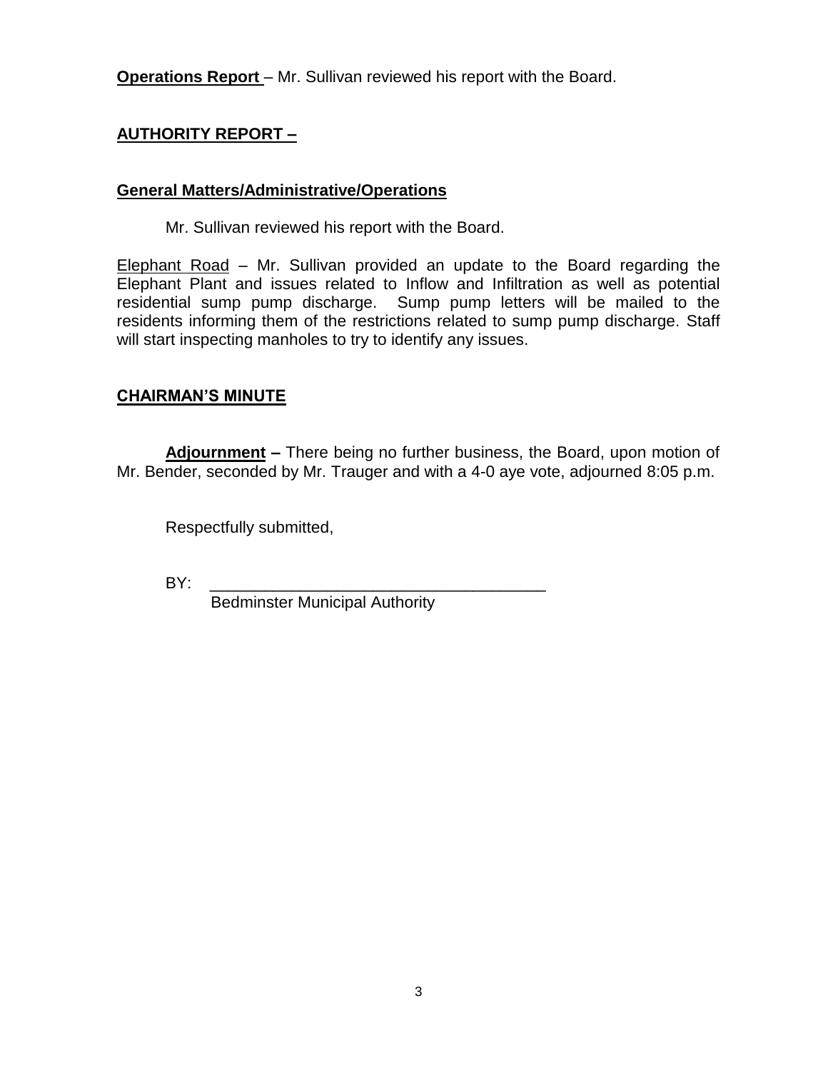**Operations Report** – Mr. Sullivan reviewed his report with the Board.

## AUTHORITY REPORT –

### General Matters/Administrative/Operations

Mr. Sullivan reviewed his report with the Board.

Elephant Road – Mr. Sullivan provided an update to the Board regarding the Elephant Plant and issues related to Inflow and Infiltration as well as potential residential sump pump discharge. Sump pump letters will be mailed to the residents informing them of the restrictions related to sump pump discharge. Staff will start inspecting manholes to try to identify any issues.

## CHAIRMAN'S MINUTE

**Adjournment –** There being no further business, the Board, upon motion of Mr. Bender, seconded by Mr. Trauger and with a 4-0 aye vote, adjourned 8:05 p.m.

Respectfully submitted,

BY: \_\_\_\_\_\_\_\_\_\_\_\_\_\_\_\_\_\_\_\_\_\_\_\_\_\_\_\_\_\_\_\_\_\_\_\_\_\_
Bedminster Municipal Authority